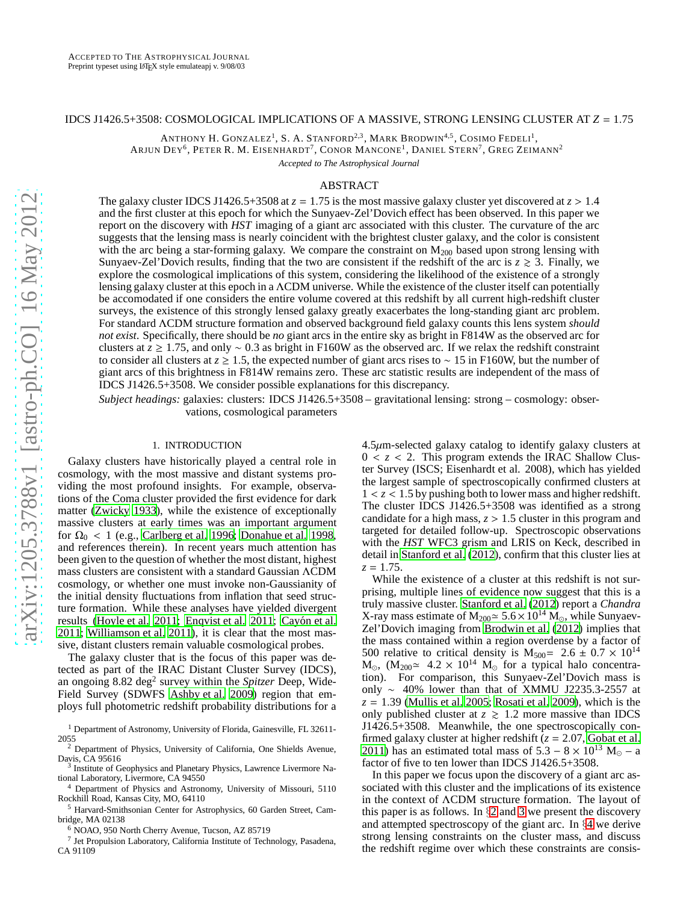Accepted to The Astrophysical Journal
Preprint typeset using LaTeX style emulateapj v. 9/08/03

# IDCS J1426.5+3508: COSMOLOGICAL IMPLICATIONS OF A MASSIVE, STRONG LENSING CLUSTER AT $Z = 1.75$

Anthony H. Gonzalez[1], S. A. Stanford[2,3], Mark Brodwin[4,5], Cosimo Fedeli[1], Arjun Dey[6], Peter R. M. Eisenhardt[7], Conor Mancone[1], Daniel Stern[7], Greg Zeimann[2]

*Accepted to The Astrophysical Journal*

## ABSTRACT

The galaxy cluster IDCS J1426.5+3508 at $z = 1.75$ is the most massive galaxy cluster yet discovered at $z > 1.4$ and the first cluster at this epoch for which the Sunyaev-Zel'Dovich effect has been observed. In this paper we report on the discovery with *HST* imaging of a giant arc associated with this cluster. The curvature of the arc suggests that the lensing mass is nearly coincident with the brightest cluster galaxy, and the color is consistent with the arc being a star-forming galaxy. We compare the constraint on $M_{200}$ based upon strong lensing with Sunyaev-Zel'Dovich results, finding that the two are consistent if the redshift of the arc is $z \gtrsim 3$. Finally, we explore the cosmological implications of this system, considering the likelihood of the existence of a strongly lensing galaxy cluster at this epoch in a ΛCDM universe. While the existence of the cluster itself can potentially be accomodated if one considers the entire volume covered at this redshift by all current high-redshift cluster surveys, the existence of this strongly lensed galaxy greatly exacerbates the long-standing giant arc problem. For standard ΛCDM structure formation and observed background field galaxy counts this lens system *should not exist*. Specifically, there should be *no* giant arcs in the entire sky as bright in F814W as the observed arc for clusters at $z \geq 1.75$, and only $\sim 0.3$ as bright in F160W as the observed arc. If we relax the redshift constraint to consider all clusters at $z \geq 1.5$, the expected number of giant arcs rises to $\sim 15$ in F160W, but the number of giant arcs of this brightness in F814W remains zero. These arc statistic results are independent of the mass of IDCS J1426.5+3508. We consider possible explanations for this discrepancy.

*Subject headings:* galaxies: clusters: IDCS J1426.5+3508 – gravitational lensing: strong – cosmology: observations, cosmological parameters

## 1. INTRODUCTION

Galaxy clusters have historically played a central role in cosmology, with the most massive and distant systems providing the most profound insights. For example, observations of the Coma cluster provided the first evidence for dark matter (Zwicky 1933), while the existence of exceptionally massive clusters at early times was an important argument for $\Omega_0 < 1$ (e.g., Carlberg et al. 1996; Donahue et al. 1998, and references therein). In recent years much attention has been given to the question of whether the most distant, highest mass clusters are consistent with a standard Gaussian ΛCDM cosmology, or whether one must invoke non-Gaussianity of the initial density fluctuations from inflation that seed structure formation. While these analyses have yielded divergent results (Hoyle et al. 2011; Enqvist et al. 2011; Cayón et al. 2011; Williamson et al. 2011), it is clear that the most massive, distant clusters remain valuable cosmological probes.

The galaxy cluster that is the focus of this paper was detected as part of the IRAC Distant Cluster Survey (IDCS), an ongoing 8.82 deg$^2$ survey within the *Spitzer* Deep, Wide-Field Survey (SDWFS Ashby et al. 2009) region that employs full photometric redshift probability distributions for a 4.5$\mu$m-selected galaxy catalog to identify galaxy clusters at $0 < z < 2$. This program extends the IRAC Shallow Cluster Survey (ISCS; Eisenhardt et al. 2008), which has yielded the largest sample of spectroscopically confirmed clusters at $1 < z < 1.5$ by pushing both to lower mass and higher redshift. The cluster IDCS J1426.5+3508 was identified as a strong candidate for a high mass, $z > 1.5$ cluster in this program and targeted for detailed follow-up. Spectroscopic observations with the *HST* WFC3 grism and LRIS on Keck, described in detail in Stanford et al. (2012), confirm that this cluster lies at $z = 1.75$.

While the existence of a cluster at this redshift is not surprising, multiple lines of evidence now suggest that this is a truly massive cluster. Stanford et al. (2012) report a *Chandra* X-ray mass estimate of $M_{200} \simeq 5.6 \times 10^{14}$ M$_\odot$, while Sunyaev-Zel'Dovich imaging from Brodwin et al. (2012) implies that the mass contained within a region overdense by a factor of 500 relative to critical density is $M_{500} = 2.6 \pm 0.7 \times 10^{14}$ M$_\odot$, ($M_{200} \simeq 4.2 \times 10^{14}$ M$_\odot$ for a typical halo concentration). For comparison, this Sunyaev-Zel'Dovich mass is only $\sim$ 40% lower than that of XMMU J2235.3-2557 at $z = 1.39$ (Mullis et al. 2005; Rosati et al. 2009), which is the only published cluster at $z \gtrsim 1.2$ more massive than IDCS J1426.5+3508. Meanwhile, the one spectroscopically confirmed galaxy cluster at higher redshift ($z = 2.07$, Gobat et al. 2011) has an estimated total mass of $5.3 - 8 \times 10^{13}$ M$_\odot$ – a factor of five to ten lower than IDCS J1426.5+3508.

In this paper we focus upon the discovery of a giant arc associated with this cluster and the implications of its existence in the context of ΛCDM structure formation. The layout of this paper is as follows. In §2 and 3 we present the discovery and attempted spectroscopy of the giant arc. In §4 we derive strong lensing constraints on the cluster mass, and discuss the redshift regime over which these constraints are consis-

[1] Department of Astronomy, University of Florida, Gainesville, FL 32611-2055
[2] Department of Physics, University of California, One Shields Avenue, Davis, CA 95616
[3] Institute of Geophysics and Planetary Physics, Lawrence Livermore National Laboratory, Livermore, CA 94550
[4] Department of Physics and Astronomy, University of Missouri, 5110 Rockhill Road, Kansas City, MO, 64110
[5] Harvard-Smithsonian Center for Astrophysics, 60 Garden Street, Cambridge, MA 02138
[6] NOAO, 950 North Cherry Avenue, Tucson, AZ 85719
[7] Jet Propulsion Laboratory, California Institute of Technology, Pasadena, CA 91109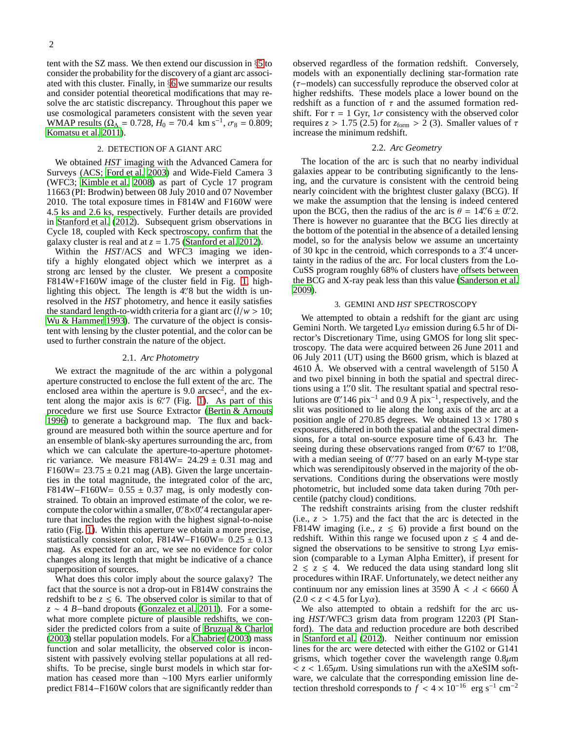tent with the SZ mass. We then extend our discussion in §5 to consider the probability for the discovery of a giant arc associated with this cluster. Finally, in §6 we summarize our results and consider potential theoretical modifications that may resolve the arc statistic discrepancy. Throughout this paper we use cosmological parameters consistent with the seven year WMAP results ($\Omega_\Lambda = 0.728$, $H_0 = 70.4$ km s$^{-1}$, $\sigma_8 = 0.809$; Komatsu et al. 2011).

## 2. DETECTION OF A GIANT ARC

We obtained *HST* imaging with the Advanced Camera for Surveys (ACS; Ford et al. 2003) and Wide-Field Camera 3 (WFC3; Kimble et al. 2008) as part of Cycle 17 program 11663 (PI: Brodwin) between 08 July 2010 and 07 November 2010. The total exposure times in F814W and F160W were 4.5 ks and 2.6 ks, respectively. Further details are provided in Stanford et al. (2012). Subsequent grism observations in Cycle 18, coupled with Keck spectroscopy, confirm that the galaxy cluster is real and at $z = 1.75$ (Stanford et al. 2012).

Within the *HST*/ACS and WFC3 imaging we identify a highly elongated object which we interpret as a strong arc lensed by the cluster. We present a composite F814W+F160W image of the cluster field in Fig. 1, highlighting this object. The length is 4.″8 but the width is unresolved in the *HST* photometry, and hence it easily satisfies the standard length-to-width criteria for a giant arc ($l/w > 10$; Wu & Hammer 1993). The curvature of the object is consistent with lensing by the cluster potential, and the color can be used to further constrain the nature of the object.

### 2.1. *Arc Photometry*

We extract the magnitude of the arc within a polygonal aperture constructed to enclose the full extent of the arc. The enclosed area within the aperture is 9.0 arcsec$^2$, and the extent along the major axis is 6.″7 (Fig. 1). As part of this procedure we first use Source Extractor (Bertin & Arnouts 1996) to generate a background map. The flux and background are measured both within the source aperture and for an ensemble of blank-sky apertures surrounding the arc, from which we can calculate the aperture-to-aperture photometric variance. We measure F814W= $24.29 \pm 0.31$ mag and F160W= $23.75 \pm 0.21$ mag (AB). Given the large uncertainties in the total magnitude, the integrated color of the arc, F814W−F160W= $0.55 \pm 0.37$ mag, is only modestly constrained. To obtain an improved estimate of the color, we recompute the color within a smaller, 0.″8×0.″4 rectangular aperture that includes the region with the highest signal-to-noise ratio (Fig. 1). Within this aperture we obtain a more precise, statistically consistent color, F814W−F160W= $0.25 \pm 0.13$ mag. As expected for an arc, we see no evidence for color changes along its length that might be indicative of a chance superposition of sources.

What does this color imply about the source galaxy? The fact that the source is not a drop-out in F814W constrains the redshift to be $z \lesssim 6$. The observed color is similar to that of $z \sim 4$ $B$−band dropouts (Gonzalez et al. 2011). For a somewhat more complete picture of plausible redshifts, we consider the predicted colors from a suite of Bruzual & Charlot (2003) stellar population models. For a Chabrier (2003) mass function and solar metallicity, the observed color is inconsistent with passively evolving stellar populations at all redshifts. To be precise, single burst models in which star formation has ceased more than ∼100 Myrs earlier uniformly predict F814−F160W colors that are significantly redder than observed regardless of the formation redshift. Conversely, models with an exponentially declining star-formation rate ($\tau$−models) can successfully reproduce the observed color at higher redshifts. These models place a lower bound on the redshift as a function of $\tau$ and the assumed formation redshift. For $\tau = 1$ Gyr, 1$\sigma$ consistency with the observed color requires $z > 1.75$ (2.5) for $z_{\rm form} > 2$ (3). Smaller values of $\tau$ increase the minimum redshift.

### 2.2. *Arc Geometry*

The location of the arc is such that no nearby individual galaxies appear to be contributing significantly to the lensing, and the curvature is consistent with the centroid being nearly coincident with the brightest cluster galaxy (BCG). If we make the assumption that the lensing is indeed centered upon the BCG, then the radius of the arc is $\theta = 14.''6 \pm 0.''2$. There is however no guarantee that the BCG lies directly at the bottom of the potential in the absence of a detailed lensing model, so for the analysis below we assume an uncertainty of 30 kpc in the centroid, which corresponds to a 3.″4 uncertainty in the radius of the arc. For local clusters from the LoCuSS program roughly 68% of clusters have offsets between the BCG and X-ray peak less than this value (Sanderson et al. 2009).

## 3. GEMINI AND *HST* SPECTROSCOPY

We attempted to obtain a redshift for the giant arc using Gemini North. We targeted Ly$\alpha$ emission during 6.5 hr of Director's Discretionary Time, using GMOS for long slit spectroscopy. The data were acquired between 26 June 2011 and 06 July 2011 (UT) using the B600 grism, which is blazed at 4610 Å. We observed with a central wavelength of 5150 Å and two pixel binning in both the spatial and spectral directions using a 1.″0 slit. The resultant spatial and spectral resolutions are 0.″146 pix$^{-1}$ and 0.9 Å pix$^{-1}$, respectively, and the slit was positioned to lie along the long axis of the arc at a position angle of 270.85 degrees. We obtained 13 × 1780 s exposures, dithered in both the spatial and the spectral dimensions, for a total on-source exposure time of 6.43 hr. The seeing during these observations ranged from 0.″67 to 1.″08, with a median seeing of 0.″77 based on an early M-type star which was serendipitously observed in the majority of the observations. Conditions during the observations were mostly photometric, but included some data taken during 70th percentile (patchy cloud) conditions.

The redshift constraints arising from the cluster redshift (i.e., $z > 1.75$) and the fact that the arc is detected in the F814W imaging (i.e., $z \lesssim 6$) provide a first bound on the redshift. Within this range we focused upon $z \lesssim 4$ and designed the observations to be sensitive to strong Ly$\alpha$ emission (comparable to a Lyman Alpha Emitter), if present for $2 \lesssim z \lesssim 4$. We reduced the data using standard long slit procedures within IRAF. Unfortunately, we detect neither any continuum nor any emission lines at 3590 Å $< \lambda <$ 6660 Å ($2.0 < z < 4.5$ for Ly$\alpha$).

We also attempted to obtain a redshift for the arc using *HST*/WFC3 grism data from program 12203 (PI Stanford). The data and reduction procedure are both described in Stanford et al. (2012). Neither continuum nor emission lines for the arc were detected with either the G102 or G141 grisms, which together cover the wavelength range 0.8$\mu$m $< z <$ 1.65$\mu$m. Using simulations run with the aXeSIM software, we calculate that the corresponding emission line detection threshold corresponds to $f < 4 \times 10^{-16}$ erg s$^{-1}$ cm$^{-2}$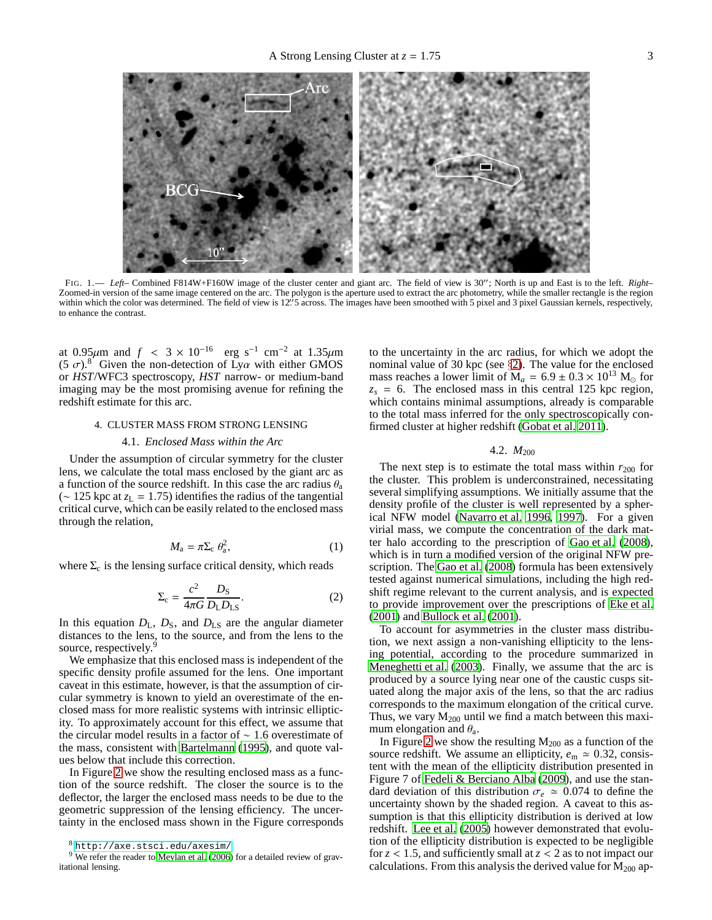Arc

BCG

10″

FIG. 1.— *Left*– Combined F814W+F160W image of the cluster center and giant arc. The field of view is 30′′; North is up and East is to the left. *Right*– Zoomed-in version of the same image centered on the arc. The polygon is the aperture used to extract the arc photometry, while the smaller rectangle is the region within which the color was determined. The field of view is 12.′′5 across. The images have been smoothed with 5 pixel and 3 pixel Gaussian kernels, respectively, to enhance the contrast.

at 0.95$\mu$m and $f < 3 \times 10^{-16}$ erg s$^{-1}$ cm$^{-2}$ at 1.35$\mu$m (5 $\sigma$).[8] Given the non-detection of Ly$\alpha$ with either GMOS or *HST*/WFC3 spectroscopy, *HST* narrow- or medium-band imaging may be the most promising avenue for refining the redshift estimate for this arc.

## 4. CLUSTER MASS FROM STRONG LENSING

### 4.1. *Enclosed Mass within the Arc*

Under the assumption of circular symmetry for the cluster lens, we calculate the total mass enclosed by the giant arc as a function of the source redshift. In this case the arc radius $\theta_a$ ($\sim$ 125 kpc at $z_L = 1.75$) identifies the radius of the tangential critical curve, which can be easily related to the enclosed mass through the relation,

$$M_a = \pi \Sigma_c \, \theta_a^2, \tag{1}$$

where $\Sigma_c$ is the lensing surface critical density, which reads

$$\Sigma_c = \frac{c^2}{4\pi G} \frac{D_S}{D_L D_{LS}}. \tag{2}$$

In this equation $D_L$, $D_S$, and $D_{LS}$ are the angular diameter distances to the lens, to the source, and from the lens to the source, respectively.[9]

We emphasize that this enclosed mass is independent of the specific density profile assumed for the lens. One important caveat in this estimate, however, is that the assumption of circular symmetry is known to yield an overestimate of the enclosed mass for more realistic systems with intrinsic ellipticity. To approximately account for this effect, we assume that the circular model results in a factor of $\sim$ 1.6 overestimate of the mass, consistent with Bartelmann (1995), and quote values below that include this correction.

In Figure 2 we show the resulting enclosed mass as a function of the source redshift. The closer the source is to the deflector, the larger the enclosed mass needs to be due to the geometric suppression of the lensing efficiency. The uncertainty in the enclosed mass shown in the Figure corresponds to the uncertainty in the arc radius, for which we adopt the nominal value of 30 kpc (see §2). The value for the enclosed mass reaches a lower limit of $M_a = 6.9 \pm 0.3 \times 10^{13}$ M$_\odot$ for $z_s = 6$. The enclosed mass in this central 125 kpc region, which contains minimal assumptions, already is comparable to the total mass inferred for the only spectroscopically confirmed cluster at higher redshift (Gobat et al. 2011).

### 4.2. $M_{200}$

The next step is to estimate the total mass within $r_{200}$ for the cluster. This problem is underconstrained, necessitating several simplifying assumptions. We initially assume that the density profile of the cluster is well represented by a spherical NFW model (Navarro et al. 1996, 1997). For a given virial mass, we compute the concentration of the dark matter halo according to the prescription of Gao et al. (2008), which is in turn a modified version of the original NFW prescription. The Gao et al. (2008) formula has been extensively tested against numerical simulations, including the high redshift regime relevant to the current analysis, and is expected to provide improvement over the prescriptions of Eke et al. (2001) and Bullock et al. (2001).

To account for asymmetries in the cluster mass distribution, we next assign a non-vanishing ellipticity to the lensing potential, according to the procedure summarized in Meneghetti et al. (2003). Finally, we assume that the arc is produced by a source lying near one of the caustic cusps situated along the major axis of the lens, so that the arc radius corresponds to the maximum elongation of the critical curve. Thus, we vary $M_{200}$ until we find a match between this maximum elongation and $\theta_a$.

In Figure 2 we show the resulting $M_{200}$ as a function of the source redshift. We assume an ellipticity, $e_m \simeq 0.32$, consistent with the mean of the ellipticity distribution presented in Figure 7 of Fedeli & Berciano Alba (2009), and use the standard deviation of this distribution $\sigma_e \simeq 0.074$ to define the uncertainty shown by the shaded region. A caveat to this assumption is that this ellipticity distribution is derived at low redshift. Lee et al. (2005) however demonstrated that evolution of the ellipticity distribution is expected to be negligible for $z < 1.5$, and sufficiently small at $z < 2$ as to not impact our calculations. From this analysis the derived value for $M_{200}$ ap-

[8] http://axe.stsci.edu/axesim/

[9] We refer the reader to Meylan et al. (2006) for a detailed review of gravitational lensing.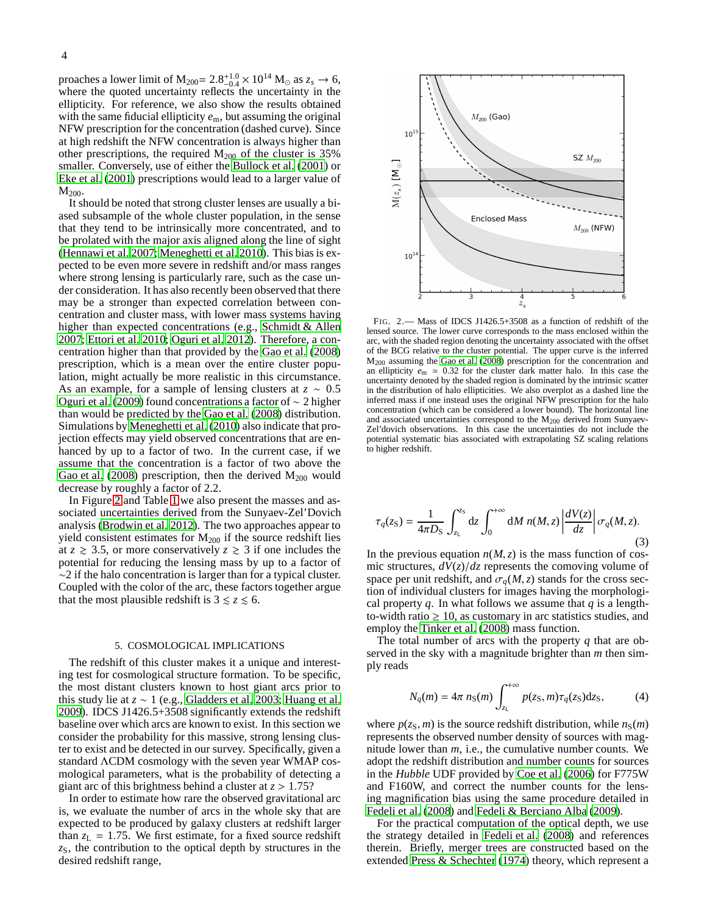proaches a lower limit of $M_{200}$= $2.8^{+1.0}_{-0.4} \times 10^{14}$ $M_\odot$ as $z_s \to 6$, where the quoted uncertainty reflects the uncertainty in the ellipticity. For reference, we also show the results obtained with the same fiducial ellipticity $e_m$, but assuming the original NFW prescription for the concentration (dashed curve). Since at high redshift the NFW concentration is always higher than other prescriptions, the required $M_{200}$ of the cluster is 35% smaller. Conversely, use of either the Bullock et al. (2001) or Eke et al. (2001) prescriptions would lead to a larger value of $M_{200}$.

It should be noted that strong cluster lenses are usually a biased subsample of the whole cluster population, in the sense that they tend to be intrinsically more concentrated, and to be prolated with the major axis aligned along the line of sight (Hennawi et al. 2007; Meneghetti et al. 2010). This bias is expected to be even more severe in redshift and/or mass ranges where strong lensing is particularly rare, such as the case under consideration. It has also recently been observed that there may be a stronger than expected correlation between concentration and cluster mass, with lower mass systems having higher than expected concentrations (e.g., Schmidt & Allen 2007; Ettori et al. 2010; Oguri et al. 2012). Therefore, a concentration higher than that provided by the Gao et al. (2008) prescription, which is a mean over the entire cluster population, might actually be more realistic in this circumstance. As an example, for a sample of lensing clusters at $z \sim 0.5$ Oguri et al. (2009) found concentrations a factor of $\sim 2$ higher than would be predicted by the Gao et al. (2008) distribution. Simulations by Meneghetti et al. (2010) also indicate that projection effects may yield observed concentrations that are enhanced by up to a factor of two. In the current case, if we assume that the concentration is a factor of two above the Gao et al. (2008) prescription, then the derived $M_{200}$ would decrease by roughly a factor of 2.2.

In Figure 2 and Table 1 we also present the masses and associated uncertainties derived from the Sunyaev-Zel'Dovich analysis (Brodwin et al. 2012). The two approaches appear to yield consistent estimates for $M_{200}$ if the source redshift lies at $z \gtrsim 3.5$, or more conservatively $z \gtrsim 3$ if one includes the potential for reducing the lensing mass by up to a factor of $\sim 2$ if the halo concentration is larger than for a typical cluster. Coupled with the color of the arc, these factors together argue that the most plausible redshift is $3 \lesssim z \lesssim 6$.

$M_{200}$ (Gao)

SZ $M_{200}$

Enclosed Mass

$M_{200}$ (NFW)

$10^{15}$

$10^{14}$

$M(z_s)$ [$M_\odot$]

2 3 4 5 6

$z_s$

FIG. 2.— Mass of IDCS J1426.5+3508 as a function of redshift of the lensed source. The lower curve corresponds to the mass enclosed within the arc, with the shaded region denoting the uncertainty associated with the offset of the BCG relative to the cluster potential. The upper curve is the inferred $M_{200}$ assuming the Gao et al. (2008) prescription for the concentration and an ellipticity $e_m \simeq 0.32$ for the cluster dark matter halo. In this case the uncertainty denoted by the shaded region is dominated by the intrinsic scatter in the distribution of halo ellipticities. We also overplot as a dashed line the inferred mass if one instead uses the original NFW prescription for the halo concentration (which can be considered a lower bound). The horizontal line and associated uncertainties correspond to the $M_{200}$ derived from Sunyaev-Zel'dovich observations. In this case the uncertainties do not include the potential systematic bias associated with extrapolating SZ scaling relations to higher redshift.

## 5. COSMOLOGICAL IMPLICATIONS

The redshift of this cluster makes it a unique and interesting test for cosmological structure formation. To be specific, the most distant clusters known to host giant arcs prior to this study lie at $z \sim 1$ (e.g., Gladders et al. 2003; Huang et al. 2009). IDCS J1426.5+3508 significantly extends the redshift baseline over which arcs are known to exist. In this section we consider the probability for this massive, strong lensing cluster to exist and be detected in our survey. Specifically, given a standard ΛCDM cosmology with the seven year WMAP cosmological parameters, what is the probability of detecting a giant arc of this brightness behind a cluster at $z > 1.75$?

In order to estimate how rare the observed gravitational arc is, we evaluate the number of arcs in the whole sky that are expected to be produced by galaxy clusters at redshift larger than $z_L = 1.75$. We first estimate, for a fixed source redshift $z_S$, the contribution to the optical depth by structures in the desired redshift range,

$$\tau_q(z_S) = \frac{1}{4\pi D_S} \int_{z_L}^{z_S} dz \int_0^{+\infty} dM \; n(M,z) \left| \frac{dV(z)}{dz} \right| \sigma_q(M,z). \tag{3}$$

In the previous equation $n(M,z)$ is the mass function of cosmic structures, $dV(z)/dz$ represents the comoving volume of space per unit redshift, and $\sigma_q(M,z)$ stands for the cross section of individual clusters for images having the morphological property $q$. In what follows we assume that $q$ is a length-to-width ratio $\geq 10$, as customary in arc statistics studies, and employ the Tinker et al. (2008) mass function.

The total number of arcs with the property $q$ that are observed in the sky with a magnitude brighter than $m$ then simply reads

$$N_q(m) = 4\pi \; n_S(m) \int_{z_L}^{+\infty} p(z_S, m) \tau_q(z_S) dz_S, \tag{4}$$

where $p(z_S, m)$ is the source redshift distribution, while $n_S(m)$ represents the observed number density of sources with magnitude lower than $m$, i.e., the cumulative number counts. We adopt the redshift distribution and number counts for sources in the *Hubble* UDF provided by Coe et al. (2006) for F775W and F160W, and correct the number counts for the lensing magnification bias using the same procedure detailed in Fedeli et al. (2008) and Fedeli & Berciano Alba (2009).

For the practical computation of the optical depth, we use the strategy detailed in Fedeli et al. (2008) and references therein. Briefly, merger trees are constructed based on the extended Press & Schechter (1974) theory, which represent a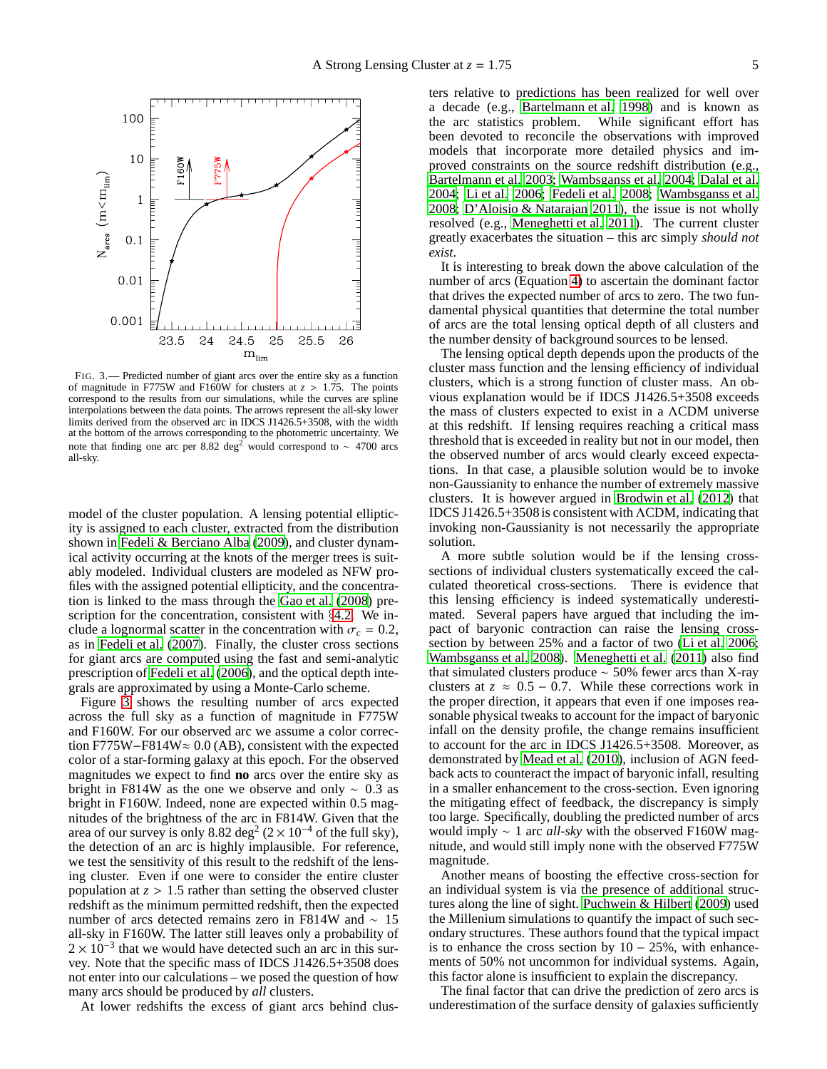100

10

1

0.1

0.01

0.001

F160W

F775W

$N_{\rm arcs}$ $(m<m_{\rm lim})$

23.5 24 24.5 25 25.5 26

$m_{\rm lim}$

FIG. 3.— Predicted number of giant arcs over the entire sky as a function of magnitude in F775W and F160W for clusters at $z > 1.75$. The points correspond to the results from our simulations, while the curves are spline interpolations between the data points. The arrows represent the all-sky lower limits derived from the observed arc in IDCS J1426.5+3508, with the width at the bottom of the arrows corresponding to the photometric uncertainty. We note that finding one arc per 8.82 deg$^2$ would correspond to $\sim$ 4700 arcs all-sky.

model of the cluster population. A lensing potential ellipticity is assigned to each cluster, extracted from the distribution shown in Fedeli & Berciano Alba (2009), and cluster dynamical activity occurring at the knots of the merger trees is suitably modeled. Individual clusters are modeled as NFW profiles with the assigned potential ellipticity, and the concentration is linked to the mass through the Gao et al. (2008) prescription for the concentration, consistent with §4.2. We include a lognormal scatter in the concentration with $\sigma_c = 0.2$, as in Fedeli et al. (2007). Finally, the cluster cross sections for giant arcs are computed using the fast and semi-analytic prescription of Fedeli et al. (2006), and the optical depth integrals are approximated by using a Monte-Carlo scheme.

Figure 3 shows the resulting number of arcs expected across the full sky as a function of magnitude in F775W and F160W. For our observed arc we assume a color correction F775W−F814W≈ 0.0 (AB), consistent with the expected color of a star-forming galaxy at this epoch. For the observed magnitudes we expect to find **no** arcs over the entire sky as bright in F814W as the one we observe and only $\sim$ 0.3 as bright in F160W. Indeed, none are expected within 0.5 magnitudes of the brightness of the arc in F814W. Given that the area of our survey is only 8.82 deg$^2$ ($2\times10^{-4}$ of the full sky), the detection of an arc is highly implausible. For reference, we test the sensitivity of this result to the redshift of the lensing cluster. Even if one were to consider the entire cluster population at $z > 1.5$ rather than setting the observed cluster redshift as the minimum permitted redshift, then the expected number of arcs detected remains zero in F814W and $\sim$ 15 all-sky in F160W. The latter still leaves only a probability of $2\times10^{-3}$ that we would have detected such an arc in this survey. Note that the specific mass of IDCS J1426.5+3508 does not enter into our calculations – we posed the question of how many arcs should be produced by *all* clusters.

At lower redshifts the excess of giant arcs behind clusters relative to predictions has been realized for well over a decade (e.g., Bartelmann et al. 1998) and is known as the arc statistics problem. While significant effort has been devoted to reconcile the observations with improved models that incorporate more detailed physics and improved constraints on the source redshift distribution (e.g., Bartelmann et al. 2003; Wambsganss et al. 2004; Dalal et al. 2004; Li et al. 2006; Fedeli et al. 2008; Wambsganss et al. 2008; D'Aloisio & Natarajan 2011), the issue is not wholly resolved (e.g., Meneghetti et al. 2011). The current cluster greatly exacerbates the situation – this arc simply *should not exist*.

It is interesting to break down the above calculation of the number of arcs (Equation 4) to ascertain the dominant factor that drives the expected number of arcs to zero. The two fundamental physical quantities that determine the total number of arcs are the total lensing optical depth of all clusters and the number density of background sources to be lensed.

The lensing optical depth depends upon the products of the cluster mass function and the lensing efficiency of individual clusters, which is a strong function of cluster mass. An obvious explanation would be if IDCS J1426.5+3508 exceeds the mass of clusters expected to exist in a ΛCDM universe at this redshift. If lensing requires reaching a critical mass threshold that is exceeded in reality but not in our model, then the observed number of arcs would clearly exceed expectations. In that case, a plausible solution would be to invoke non-Gaussianity to enhance the number of extremely massive clusters. It is however argued in Brodwin et al. (2012) that IDCS J1426.5+3508 is consistent with ΛCDM, indicating that invoking non-Gaussianity is not necessarily the appropriate solution.

A more subtle solution would be if the lensing cross-sections of individual clusters systematically exceed the calculated theoretical cross-sections. There is evidence that this lensing efficiency is indeed systematically underestimated. Several papers have argued that including the impact of baryonic contraction can raise the lensing cross-section by between 25% and a factor of two (Li et al. 2006; Wambsganss et al. 2008). Meneghetti et al. (2011) also find that simulated clusters produce $\sim$ 50% fewer arcs than X-ray clusters at $z \approx 0.5-0.7$. While these corrections work in the proper direction, it appears that even if one imposes reasonable physical tweaks to account for the impact of baryonic infall on the density profile, the change remains insufficient to account for the arc in IDCS J1426.5+3508. Moreover, as demonstrated by Mead et al. (2010), inclusion of AGN feedback acts to counteract the impact of baryonic infall, resulting in a smaller enhancement to the cross-section. Even ignoring the mitigating effect of feedback, the discrepancy is simply too large. Specifically, doubling the predicted number of arcs would imply $\sim$ 1 arc *all-sky* with the observed F160W magnitude, and would still imply none with the observed F775W magnitude.

Another means of boosting the effective cross-section for an individual system is via the presence of additional structures along the line of sight. Puchwein & Hilbert (2009) used the Millenium simulations to quantify the impact of such secondary structures. These authors found that the typical impact is to enhance the cross section by 10 – 25%, with enhancements of 50% not uncommon for individual systems. Again, this factor alone is insufficient to explain the discrepancy.

The final factor that can drive the prediction of zero arcs is underestimation of the surface density of galaxies sufficiently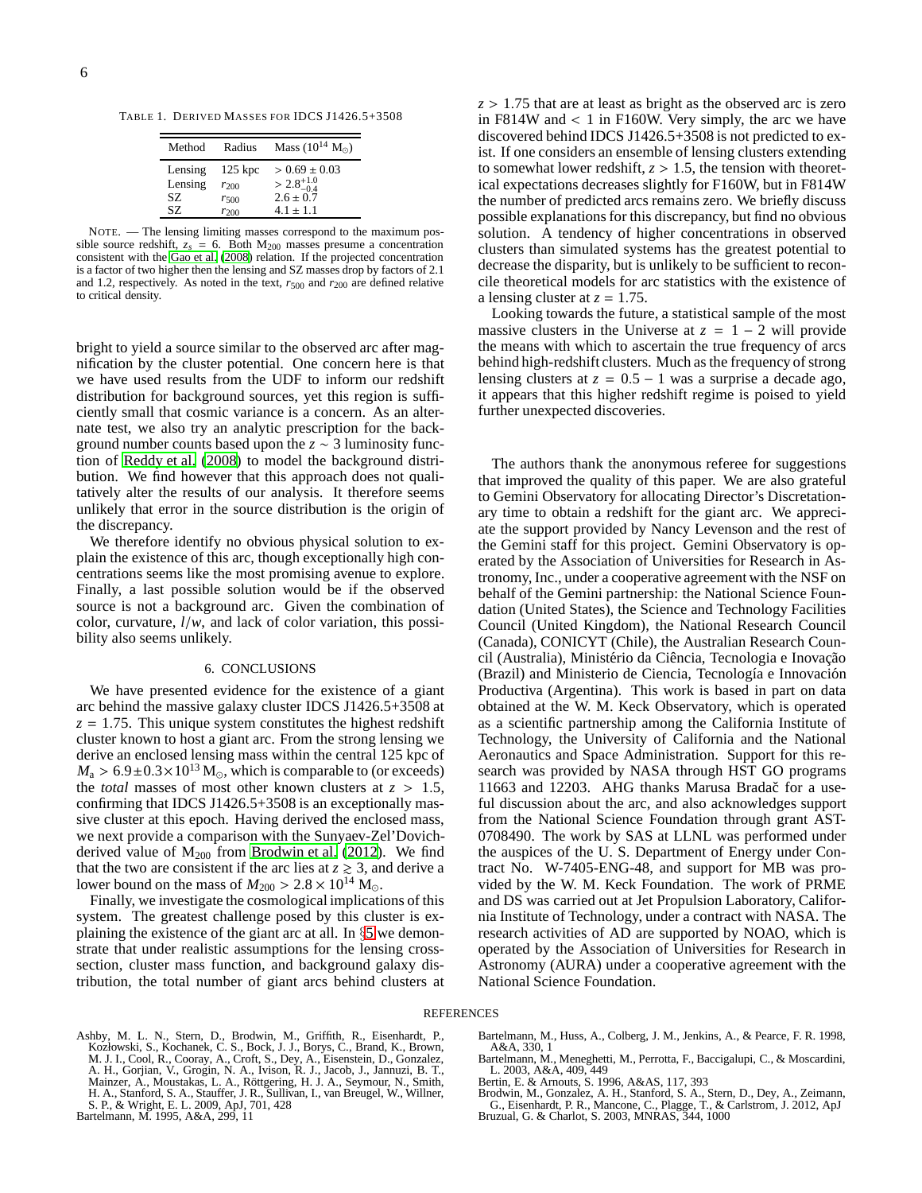TABLE 1. DERIVED MASSES FOR IDCS J1426.5+3508

| Method | Radius | Mass ($10^{14}$ M$_\odot$) |
|---|---|---|
| Lensing | 125 kpc | $> 0.69 \pm 0.03$ |
| Lensing | $r_{200}$ | $> 2.8^{+1.0}_{-0.4}$ |
| SZ | $r_{500}$ | $2.6 \pm 0.7$ |
| SZ | $r_{200}$ | $4.1 \pm 1.1$ |

NOTE. — The lensing limiting masses correspond to the maximum possible source redshift, $z_s = 6$. Both M$_{200}$ masses presume a concentration consistent with the Gao et al. (2008) relation. If the projected concentration is a factor of two higher then the lensing and SZ masses drop by factors of 2.1 and 1.2, respectively. As noted in the text, $r_{500}$ and $r_{200}$ are defined relative to critical density.

bright to yield a source similar to the observed arc after magnification by the cluster potential. One concern here is that we have used results from the UDF to inform our redshift distribution for background sources, yet this region is sufficiently small that cosmic variance is a concern. As an alternate test, we also try an analytic prescription for the background number counts based upon the $z \sim 3$ luminosity function of Reddy et al. (2008) to model the background distribution. We find however that this approach does not qualitatively alter the results of our analysis. It therefore seems unlikely that error in the source distribution is the origin of the discrepancy.

We therefore identify no obvious physical solution to explain the existence of this arc, though exceptionally high concentrations seems like the most promising avenue to explore. Finally, a last possible solution would be if the observed source is not a background arc. Given the combination of color, curvature, $l/w$, and lack of color variation, this possibility also seems unlikely.

## 6. CONCLUSIONS

We have presented evidence for the existence of a giant arc behind the massive galaxy cluster IDCS J1426.5+3508 at $z = 1.75$. This unique system constitutes the highest redshift cluster known to host a giant arc. From the strong lensing we derive an enclosed lensing mass within the central 125 kpc of $M_a > 6.9 \pm 0.3 \times 10^{13}$ M$_\odot$, which is comparable to (or exceeds) the *total* masses of most other known clusters at $z > 1.5$, confirming that IDCS J1426.5+3508 is an exceptionally massive cluster at this epoch. Having derived the enclosed mass, we next provide a comparison with the Sunyaev-Zel'Dovich-derived value of M$_{200}$ from Brodwin et al. (2012). We find that the two are consistent if the arc lies at $z \gtrsim 3$, and derive a lower bound on the mass of $M_{200} > 2.8 \times 10^{14}$ M$_\odot$.

Finally, we investigate the cosmological implications of this system. The greatest challenge posed by this cluster is explaining the existence of the giant arc at all. In §5 we demonstrate that under realistic assumptions for the lensing cross-section, cluster mass function, and background galaxy distribution, the total number of giant arcs behind clusters at $z > 1.75$ that are at least as bright as the observed arc is zero in F814W and $< 1$ in F160W. Very simply, the arc we have discovered behind IDCS J1426.5+3508 is not predicted to exist. If one considers an ensemble of lensing clusters extending to somewhat lower redshift, $z > 1.5$, the tension with theoretical expectations decreases slightly for F160W, but in F814W the number of predicted arcs remains zero. We briefly discuss possible explanations for this discrepancy, but find no obvious solution. A tendency of higher concentrations in observed clusters than simulated systems has the greatest potential to decrease the disparity, but is unlikely to be sufficient to reconcile theoretical models for arc statistics with the existence of a lensing cluster at $z = 1.75$.

Looking towards the future, a statistical sample of the most massive clusters in the Universe at $z = 1 - 2$ will provide the means with which to ascertain the true frequency of arcs behind high-redshift clusters. Much as the frequency of strong lensing clusters at $z = 0.5 - 1$ was a surprise a decade ago, it appears that this higher redshift regime is poised to yield further unexpected discoveries.

The authors thank the anonymous referee for suggestions that improved the quality of this paper. We are also grateful to Gemini Observatory for allocating Director's Discretationary time to obtain a redshift for the giant arc. We appreciate the support provided by Nancy Levenson and the rest of the Gemini staff for this project. Gemini Observatory is operated by the Association of Universities for Research in Astronomy, Inc., under a cooperative agreement with the NSF on behalf of the Gemini partnership: the National Science Foundation (United States), the Science and Technology Facilities Council (United Kingdom), the National Research Council (Canada), CONICYT (Chile), the Australian Research Council (Australia), Ministério da Ciência, Tecnologia e Inovação (Brazil) and Ministerio de Ciencia, Tecnología e Innovación Productiva (Argentina). This work is based in part on data obtained at the W. M. Keck Observatory, which is operated as a scientific partnership among the California Institute of Technology, the University of California and the National Aeronautics and Space Administration. Support for this research was provided by NASA through HST GO programs 11663 and 12203. AHG thanks Marusa Bradač for a useful discussion about the arc, and also acknowledges support from the National Science Foundation through grant AST-0708490. The work by SAS at LLNL was performed under the auspices of the U. S. Department of Energy under Contract No. W-7405-ENG-48, and support for MB was provided by the W. M. Keck Foundation. The work of PRME and DS was carried out at Jet Propulsion Laboratory, California Institute of Technology, under a contract with NASA. The research activities of AD are supported by NOAO, which is operated by the Association of Universities for Research in Astronomy (AURA) under a cooperative agreement with the National Science Foundation.

## REFERENCES

Ashby, M. L. N., Stern, D., Brodwin, M., Griffith, R., Eisenhardt, P., Kozłowski, S., Kochanek, C. S., Bock, J. J., Borys, C., Brand, K., Brown, M. J. I., Cool, R., Cooray, A., Croft, S., Dey, A., Eisenstein, D., Gonzalez, A. H., Gorjian, V., Grogin, N. A., Ivison, R. J., Jacob, J., Jannuzi, B. T., Mainzer, A., Moustakas, L. A., Röttgering, H. J. A., Seymour, N., Smith, H. A., Stanford, S. A., Stauffer, J. R., Sullivan, I., van Breugel, W., Willner, S. P., & Wright, E. L. 2009, ApJ, 701, 428

Bartelmann, M. 1995, A&A, 299, 11

Bartelmann, M., Huss, A., Colberg, J. M., Jenkins, A., & Pearce, F. R. 1998, A&A, 330, 1

Bartelmann, M., Meneghetti, M., Perrotta, F., Baccigalupi, C., & Moscardini, L. 2003, A&A, 409, 449

Bertin, E. & Arnouts, S. 1996, A&AS, 117, 393

Brodwin, M., Gonzalez, A. H., Stanford, S. A., Stern, D., Dey, A., Zeimann, G., Eisenhardt, P. R., Mancone, C., Plagge, T., & Carlstrom, J. 2012, ApJ

Bruzual, G. & Charlot, S. 2003, MNRAS, 344, 1000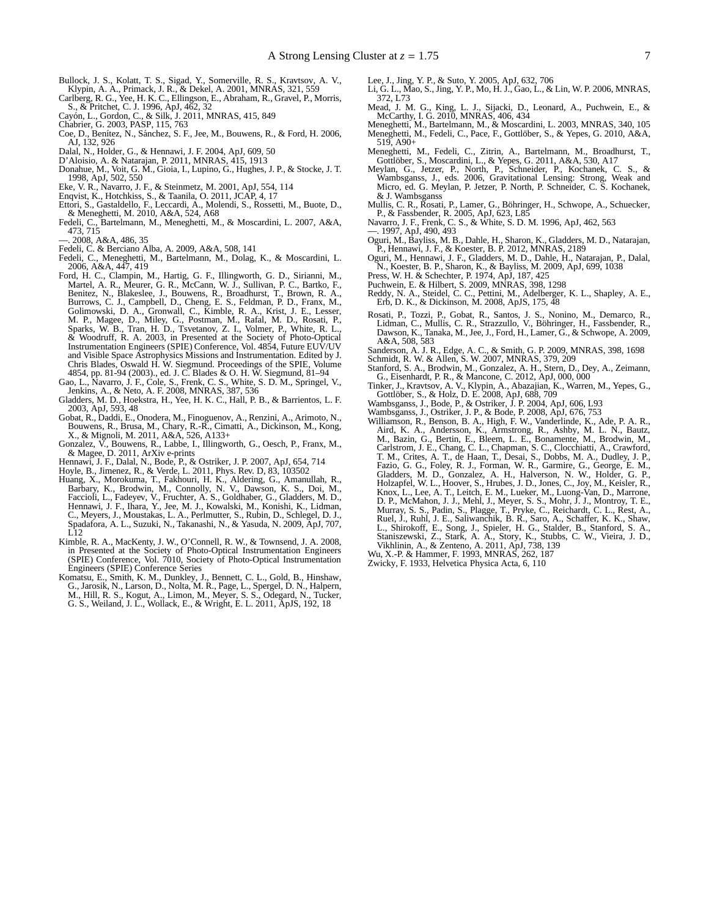Bullock, J. S., Kolatt, T. S., Sigad, Y., Somerville, R. S., Kravtsov, A. V., Klypin, A. A., Primack, J. R., & Dekel, A. 2001, MNRAS, 321, 559

Carlberg, R. G., Yee, H. K. C., Ellingson, E., Abraham, R., Gravel, P., Morris, S., & Pritchet, C. J. 1996, ApJ, 462, 32

Cayón, L., Gordon, C., & Silk, J. 2011, MNRAS, 415, 849

Chabrier, G. 2003, PASP, 115, 763

Coe, D., Benítez, N., Sánchez, S. F., Jee, M., Bouwens, R., & Ford, H. 2006, AJ, 132, 926

Dalal, N., Holder, G., & Hennawi, J. F. 2004, ApJ, 609, 50

D'Aloisio, A. & Natarajan, P. 2011, MNRAS, 415, 1913

Donahue, M., Voit, G. M., Gioia, I., Lupino, G., Hughes, J. P., & Stocke, J. T. 1998, ApJ, 502, 550

Eke, V. R., Navarro, J. F., & Steinmetz, M. 2001, ApJ, 554, 114

Enqvist, K., Hotchkiss, S., & Taanila, O. 2011, JCAP, 4, 17

Ettori, S., Gastaldello, F., Leccardi, A., Molendi, S., Rossetti, M., Buote, D., & Meneghetti, M. 2010, A&A, 524, A68

Fedeli, C., Bartelmann, M., Meneghetti, M., & Moscardini, L. 2007, A&A, 473, 715

—. 2008, A&A, 486, 35

Fedeli, C. & Berciano Alba, A. 2009, A&A, 508, 141

Fedeli, C., Meneghetti, M., Bartelmann, M., Dolag, K., & Moscardini, L. 2006, A&A, 447, 419

Ford, H. C., Clampin, M., Hartig, G. F., Illingworth, G. D., Sirianni, M., Martel, A. R., Meurer, G. R., McCann, W. J., Sullivan, P. C., Bartko, F., Benitez, N., Blakeslee, J., Bouwens, R., Broadhurst, T., Brown, R. A., Burrows, C. J., Campbell, D., Cheng, E. S., Feldman, P. D., Franx, M., Golimowski, D. A., Gronwall, C., Kimble, R. A., Krist, J. E., Lesser, M. P., Magee, D., Miley, G., Postman, M., Rafal, M. D., Rosati, P., Sparks, W. B., Tran, H. D., Tsvetanov, Z. I., Volmer, P., White, R. L., & Woodruff, R. A. 2003, in Presented at the Society of Photo-Optical Instrumentation Engineers (SPIE) Conference, Vol. 4854, Future EUV/UV and Visible Space Astrophysics Missions and Instrumentation. Edited by J. Chris Blades, Oswald H. W. Siegmund. Proceedings of the SPIE, Volume 4854, pp. 81-94 (2003)., ed. J. C. Blades & O. H. W. Siegmund, 81–94

Gao, L., Navarro, J. F., Cole, S., Frenk, C. S., White, S. D. M., Springel, V., Jenkins, A., & Neto, A. F. 2008, MNRAS, 387, 536

Gladders, M. D., Hoekstra, H., Yee, H. K. C., Hall, P. B., & Barrientos, L. F. 2003, ApJ, 593, 48

Gobat, R., Daddi, E., Onodera, M., Finoguenov, A., Renzini, A., Arimoto, N., Bouwens, R., Brusa, M., Chary, R.-R., Cimatti, A., Dickinson, M., Kong, X., & Mignoli, M. 2011, A&A, 526, A133+

Gonzalez, V., Bouwens, R., Labbe, I., Illingworth, G., Oesch, P., Franx, M., & Magee, D. 2011, ArXiv e-prints

Hennawi, J. F., Dalal, N., Bode, P., & Ostriker, J. P. 2007, ApJ, 654, 714

Hoyle, B., Jimenez, R., & Verde, L. 2011, Phys. Rev. D, 83, 103502

Huang, X., Morokuma, T., Fakhouri, H. K., Aldering, G., Amanullah, R., Barbary, K., Brodwin, M., Connolly, N. V., Dawson, K. S., Doi, M., Faccioli, L., Fadeyev, V., Fruchter, A. S., Goldhaber, G., Gladders, M. D., Hennawi, J. F., Ihara, Y., Jee, M. J., Kowalski, M., Konishi, K., Lidman, C., Meyers, J., Moustakas, L. A., Perlmutter, S., Rubin, D., Schlegel, D. J., Spadafora, A. L., Suzuki, N., Takanashi, N., & Yasuda, N. 2009, ApJ, 707, L12

Kimble, R. A., MacKenty, J. W., O'Connell, R. W., & Townsend, J. A. 2008, in Presented at the Society of Photo-Optical Instrumentation Engineers (SPIE) Conference, Vol. 7010, Society of Photo-Optical Instrumentation Engineers (SPIE) Conference Series

Komatsu, E., Smith, K. M., Dunkley, J., Bennett, C. L., Gold, B., Hinshaw, G., Jarosik, N., Larson, D., Nolta, M. R., Page, L., Spergel, D. N., Halpern, M., Hill, R. S., Kogut, A., Limon, M., Meyer, S. S., Odegard, N., Tucker, G. S., Weiland, J. L., Wollack, E., & Wright, E. L. 2011, ApJS, 192, 18

Lee, J., Jing, Y. P., & Suto, Y. 2005, ApJ, 632, 706

Li, G. L., Mao, S., Jing, Y. P., Mo, H. J., Gao, L., & Lin, W. P. 2006, MNRAS, 372, L73

Mead, J. M. G., King, L. J., Sijacki, D., Leonard, A., Puchwein, E., & McCarthy, I. G. 2010, MNRAS, 406, 434

Meneghetti, M., Bartelmann, M., & Moscardini, L. 2003, MNRAS, 340, 105

Meneghetti, M., Fedeli, C., Pace, F., Gottlöber, S., & Yepes, G. 2010, A&A, 519, A90+

Meneghetti, M., Fedeli, C., Zitrin, A., Bartelmann, M., Broadhurst, T., Gottlöber, S., Moscardini, L., & Yepes, G. 2011, A&A, 530, A17

Meylan, G., Jetzer, P., North, P., Schneider, P., Kochanek, C. S., & Wambsganss, J., eds. 2006, Gravitational Lensing: Strong, Weak and Micro, ed. G. Meylan, P. Jetzer, P. North, P. Schneider, C. S. Kochanek, & J. Wambsganss

Mullis, C. R., Rosati, P., Lamer, G., Böhringer, H., Schwope, A., Schuecker, P., & Fassbender, R. 2005, ApJ, 623, L85

Navarro, J. F., Frenk, C. S., & White, S. D. M. 1996, ApJ, 462, 563

—. 1997, ApJ, 490, 493

Oguri, M., Bayliss, M. B., Dahle, H., Sharon, K., Gladders, M. D., Natarajan, P., Hennawi, J. F., & Koester, B. P. 2012, MNRAS, 2189

Oguri, M., Hennawi, J. F., Gladders, M. D., Dahle, H., Natarajan, P., Dalal, N., Koester, B. P., Sharon, K., & Bayliss, M. 2009, ApJ, 699, 1038

Press, W. H. & Schechter, P. 1974, ApJ, 187, 425

Puchwein, E. & Hilbert, S. 2009, MNRAS, 398, 1298

Reddy, N. A., Steidel, C. C., Pettini, M., Adelberger, K. L., Shapley, A. E., Erb, D. K., & Dickinson, M. 2008, ApJS, 175, 48

Rosati, P., Tozzi, P., Gobat, R., Santos, J. S., Nonino, M., Demarco, R., Lidman, C., Mullis, C. R., Strazzullo, V., Böhringer, H., Fassbender, R., Dawson, K., Tanaka, M., Jee, J., Ford, H., Lamer, G., & Schwope, A. 2009, A&A, 508, 583

Sanderson, A. J. R., Edge, A. C., & Smith, G. P. 2009, MNRAS, 398, 1698

Schmidt, R. W. & Allen, S. W. 2007, MNRAS, 379, 209

Stanford, S. A., Brodwin, M., Gonzalez, A. H., Stern, D., Dey, A., Zeimann, G., Eisenhardt, P. R., & Mancone, C. 2012, ApJ, 000, 000

Tinker, J., Kravtsov, A. V., Klypin, A., Abazajian, K., Warren, M., Yepes, G., Gottlöber, S., & Holz, D. E. 2008, ApJ, 688, 709

Wambsganss, J., Bode, P., & Ostriker, J. P. 2004, ApJ, 606, L93

Wambsganss, J., Ostriker, J. P., & Bode, P. 2008, ApJ, 676, 753

Williamson, R., Benson, B. A., High, F. W., Vanderlinde, K., Ade, P. A. R., Aird, K. A., Andersson, K., Armstrong, R., Ashby, M. L. N., Bautz, M., Bazin, G., Bertin, E., Bleem, L. E., Bonamente, M., Brodwin, M., Carlstrom, J. E., Chang, C. L., Chapman, S. C., Clocchiatti, A., Crawford, T. M., Crites, A. T., de Haan, T., Desai, S., Dobbs, M. A., Dudley, J. P., Fazio, G. G., Foley, R. J., Forman, W. R., Garmire, G., George, E. M., Gladders, M. D., Gonzalez, A. H., Halverson, N. W., Holder, G. P., Holzapfel, W. L., Hoover, S., Hrubes, J. D., Jones, C., Joy, M., Keisler, R., Knox, L., Lee, A. T., Leitch, E. M., Lueker, M., Luong-Van, D., Marrone, D. P., McMahon, J. J., Mehl, J., Meyer, S. S., Mohr, J. J., Montroy, T. E., Murray, S. S., Padin, S., Plagge, T., Pryke, C., Reichardt, C. L., Rest, A., Ruel, J., Ruhl, J. E., Saliwanchik, B. R., Saro, A., Schaffer, K. K., Shaw, L., Shirokoff, E., Song, J., Spieler, H. G., Stalder, B., Stanford, S. A., Staniszewski, Z., Stark, A. A., Story, K., Stubbs, C. W., Vieira, J. D., Vikhlinin, A., & Zenteno, A. 2011, ApJ, 738, 139

Wu, X.-P. & Hammer, F. 1993, MNRAS, 262, 187

Zwicky, F. 1933, Helvetica Physica Acta, 6, 110